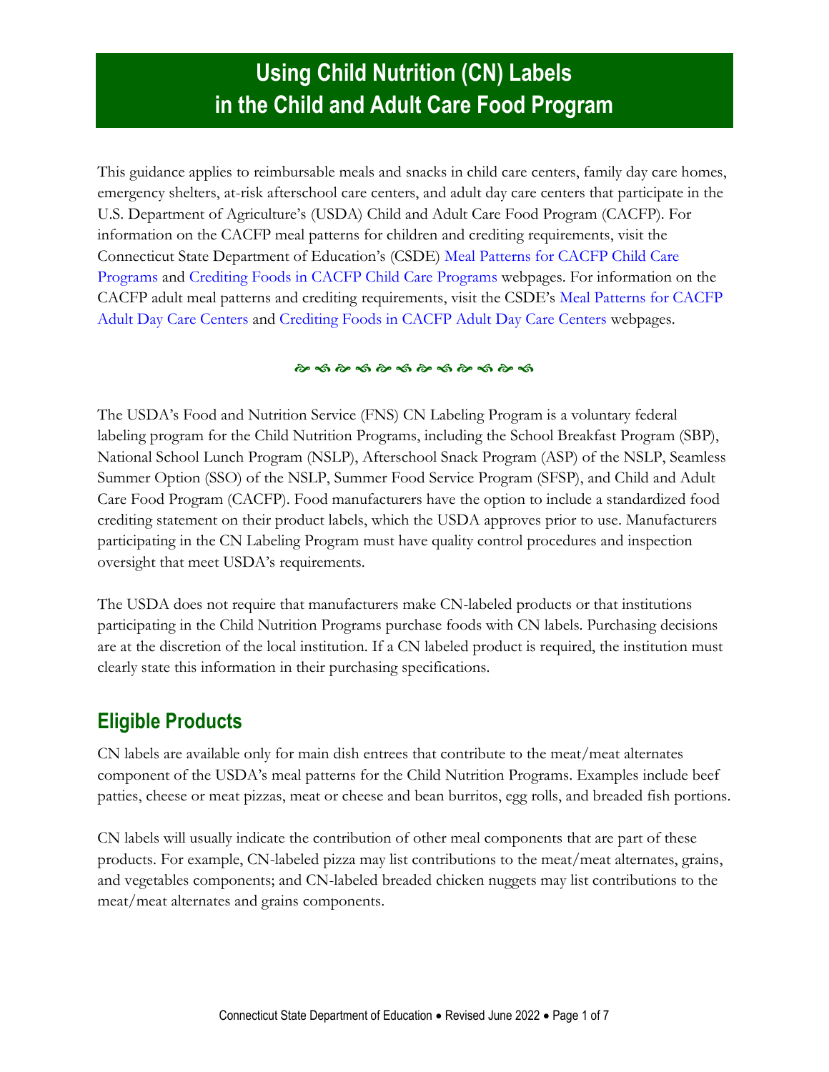# Using Child Nutrition (CN) Labels in the Child and Adult Care Food Program

This guidance applies to reimbursable meals and snacks in child care centers, family day care homes, emergency shelters, at-risk afterschool care centers, and adult day care centers that participate in the U.S. Department of Agriculture's (USDA) Child and Adult Care Food Program (CACFP). For information on the CACFP meal patterns for children and crediting requirements, visit the Connecticut State Department of Education's (CSDE) Meal Patterns for CACFP Child Care Programs and Crediting Foods in CACFP Child Care Programs webpages. For information on the CACFP adult meal patterns and crediting requirements, visit the CSDE's Meal Patterns for CACFP Adult Day Care Centers and Crediting Foods in CACFP Adult Day Care Centers webpages.

The USDA's Food and Nutrition Service (FNS) CN Labeling Program is a voluntary federal labeling program for the Child Nutrition Programs, including the School Breakfast Program (SBP), National School Lunch Program (NSLP), Afterschool Snack Program (ASP) of the NSLP, Seamless Summer Option (SSO) of the NSLP, Summer Food Service Program (SFSP), and Child and Adult Care Food Program (CACFP). Food manufacturers have the option to include a standardized food crediting statement on their product labels, which the USDA approves prior to use. Manufacturers participating in the CN Labeling Program must have quality control procedures and inspection oversight that meet USDA's requirements.

The USDA does not require that manufacturers make CN-labeled products or that institutions participating in the Child Nutrition Programs purchase foods with CN labels. Purchasing decisions are at the discretion of the local institution. If a CN labeled product is required, the institution must clearly state this information in their purchasing specifications.

## Eligible Products

CN labels are available only for main dish entrees that contribute to the meat/meat alternates component of the USDA's meal patterns for the Child Nutrition Programs. Examples include beef patties, cheese or meat pizzas, meat or cheese and bean burritos, egg rolls, and breaded fish portions.

CN labels will usually indicate the contribution of other meal components that are part of these products. For example, CN-labeled pizza may list contributions to the meat/meat alternates, grains, and vegetables components; and CN-labeled breaded chicken nuggets may list contributions to the meat/meat alternates and grains components.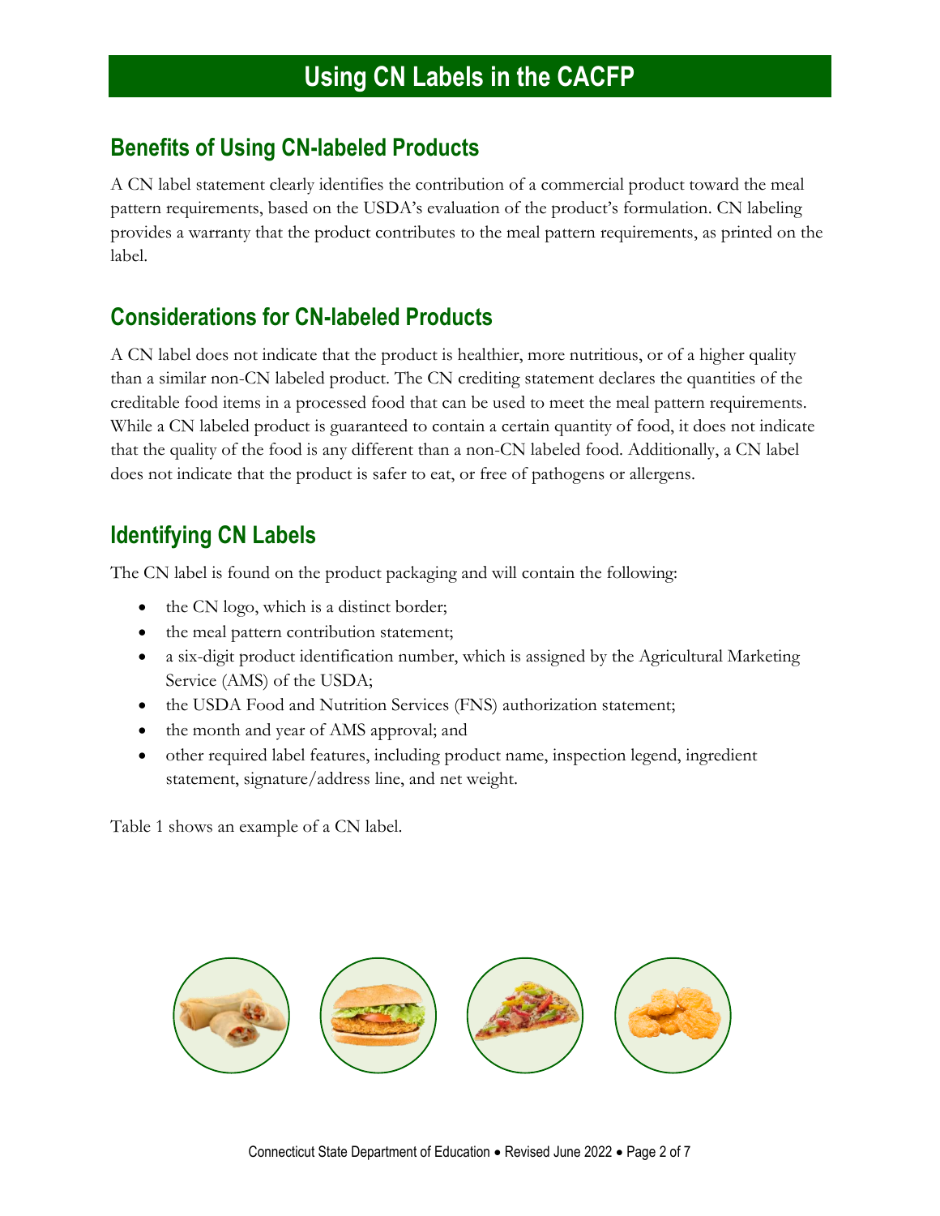# Using CN Labels in the CACFP

## Benefits of Using CN-labeled Products

A CN label statement clearly identifies the contribution of a commercial product toward the meal pattern requirements, based on the USDA's evaluation of the product's formulation. CN labeling provides a warranty that the product contributes to the meal pattern requirements, as printed on the label.

## Considerations for CN-labeled Products

A CN label does not indicate that the product is healthier, more nutritious, or of a higher quality than a similar non-CN labeled product. The CN crediting statement declares the quantities of the creditable food items in a processed food that can be used to meet the meal pattern requirements. While a CN labeled product is guaranteed to contain a certain quantity of food, it does not indicate that the quality of the food is any different than a non-CN labeled food. Additionally, a CN label does not indicate that the product is safer to eat, or free of pathogens or allergens.

## Identifying CN Labels

The CN label is found on the product packaging and will contain the following:

- the CN logo, which is a distinct border;
- the meal pattern contribution statement;
- a six-digit product identification number, which is assigned by the Agricultural Marketing Service (AMS) of the USDA;
- the USDA Food and Nutrition Services (FNS) authorization statement;
- the month and year of AMS approval; and
- other required label features, including product name, inspection legend, ingredient statement, signature/address line, and net weight.

Table 1 shows an example of a CN label.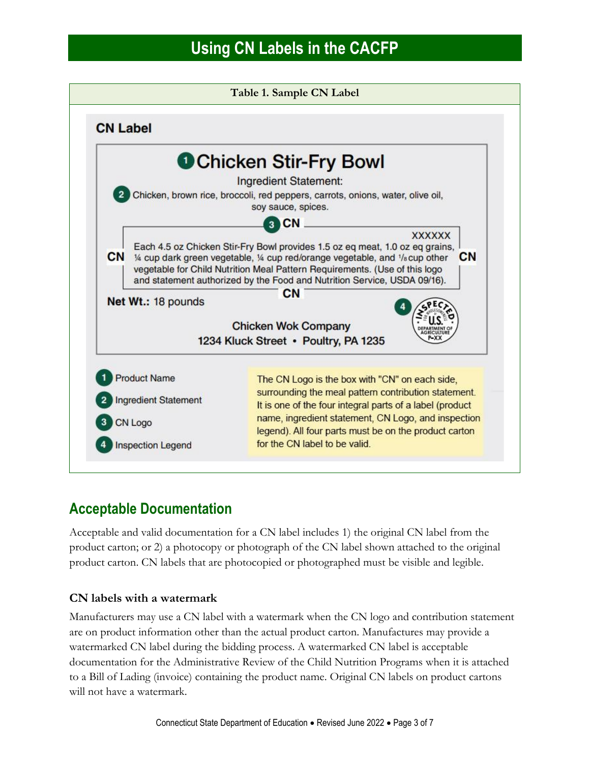# Using CN Labels in the CACFP

**Table 1. Sample CN Label**

**CN Label**

**1 Chicken Stir-Fry Bowl**

Ingredient Statement:

2 Chicken, brown rice, broccoli, red peppers, carrots, onions, water, olive oil, soy sauce, spices.

3 CN

XXXXXX

CN Each 4.5 oz Chicken Stir-Fry Bowl provides 1.5 oz eq meat, 1.0 oz eq grains, ¼ cup dark green vegetable, ¼ cup red/orange vegetable, and ⅛ cup other vegetable for Child Nutrition Meal Pattern Requirements. (Use of this logo and statement authorized by the Food and Nutrition Service, USDA 09/16). CN

CN

**Net Wt.:** 18 pounds

4 INSPECTED FOR WHOLESOMENESS U.S. DEPARTMENT OF AGRICULTURE P-XX

Chicken Wok Company
1234 Kluck Street • Poultry, PA 1235

1. Product Name
2. Ingredient Statement
3. CN Logo
4. Inspection Legend

The CN Logo is the box with "CN" on each side, surrounding the meal pattern contribution statement. It is one of the four integral parts of a label (product name, ingredient statement, CN Logo, and inspection legend). All four parts must be on the product carton for the CN label to be valid.

## Acceptable Documentation

Acceptable and valid documentation for a CN label includes 1) the original CN label from the product carton; or 2) a photocopy or photograph of the CN label shown attached to the original product carton. CN labels that are photocopied or photographed must be visible and legible.

### CN labels with a watermark

Manufacturers may use a CN label with a watermark when the CN logo and contribution statement are on product information other than the actual product carton. Manufactures may provide a watermarked CN label during the bidding process. A watermarked CN label is acceptable documentation for the Administrative Review of the Child Nutrition Programs when it is attached to a Bill of Lading (invoice) containing the product name. Original CN labels on product cartons will not have a watermark.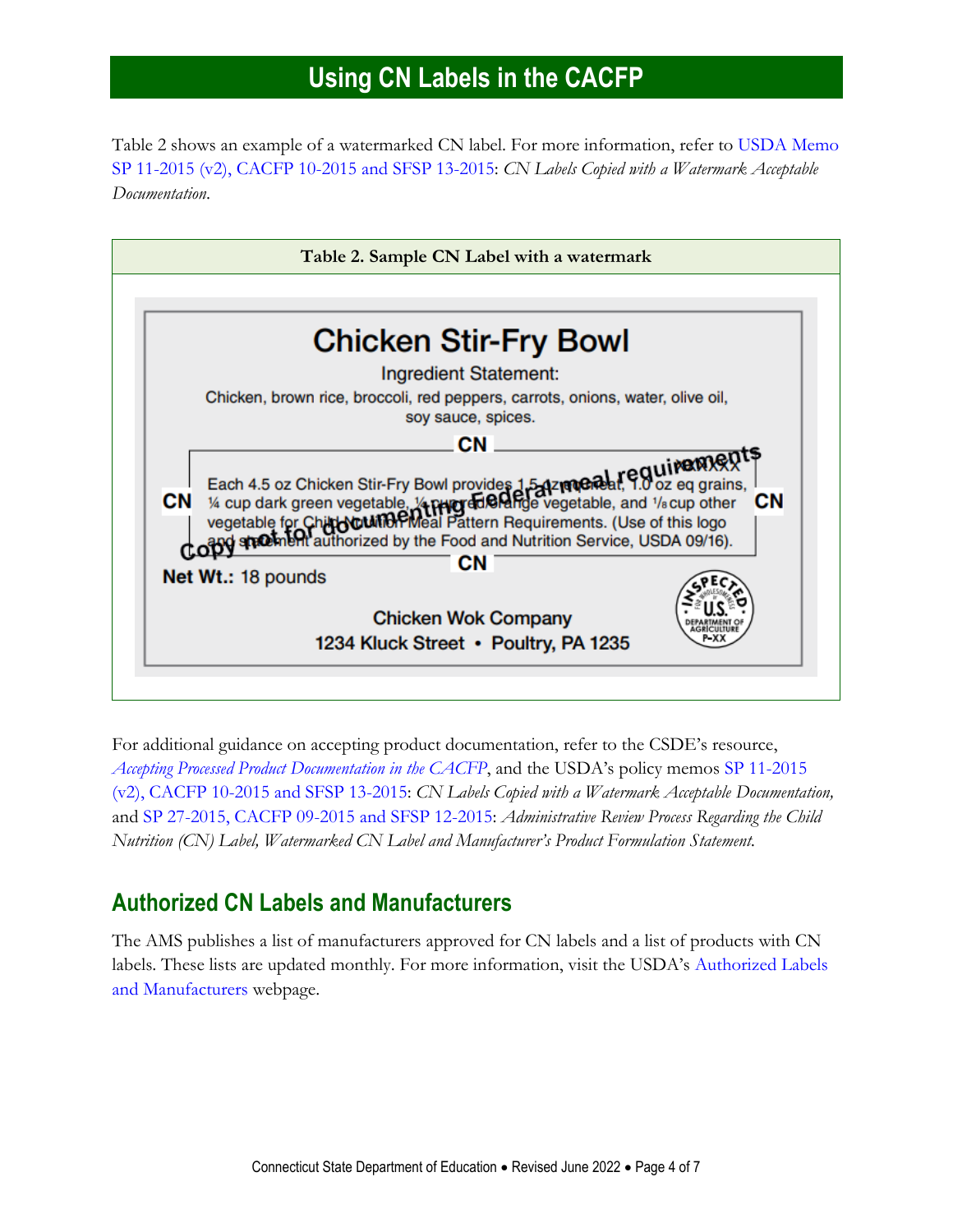# Using CN Labels in the CACFP

Table 2 shows an example of a watermarked CN label. For more information, refer to USDA Memo SP 11-2015 (v2), CACFP 10-2015 and SFSP 13-2015: *CN Labels Copied with a Watermark Acceptable Documentation*.

**Table 2. Sample CN Label with a watermark**

**Chicken Stir-Fry Bowl**

Ingredient Statement:

Chicken, brown rice, broccoli, red peppers, carrots, onions, water, olive oil, soy sauce, spices.

CN

Each 4.5 oz Chicken Stir-Fry Bowl provides 1.5 oz equivalent meat, 1.0 oz eq grains, ¼ cup dark green vegetable, ¼ cup red/orange vegetable, and ⅛ cup other vegetable for Child Nutrition Meal Pattern Requirements. (Use of this logo and statement authorized by the Food and Nutrition Service, USDA 09/16).

Copy not for documenting Federal meal requirements

**Net Wt.:** 18 pounds

**Chicken Wok Company**
**1234 Kluck Street • Poultry, PA 1235**

INSPECTED FOR WHOLESOMENESS U.S. DEPARTMENT OF AGRICULTURE P-XX

For additional guidance on accepting product documentation, refer to the CSDE's resource, *Accepting Processed Product Documentation in the CACFP*, and the USDA's policy memos SP 11-2015 (v2), CACFP 10-2015 and SFSP 13-2015: *CN Labels Copied with a Watermark Acceptable Documentation,* and SP 27-2015, CACFP 09-2015 and SFSP 12-2015: *Administrative Review Process Regarding the Child Nutrition (CN) Label, Watermarked CN Label and Manufacturer's Product Formulation Statement.*

## Authorized CN Labels and Manufacturers

The AMS publishes a list of manufacturers approved for CN labels and a list of products with CN labels. These lists are updated monthly. For more information, visit the USDA's Authorized Labels and Manufacturers webpage.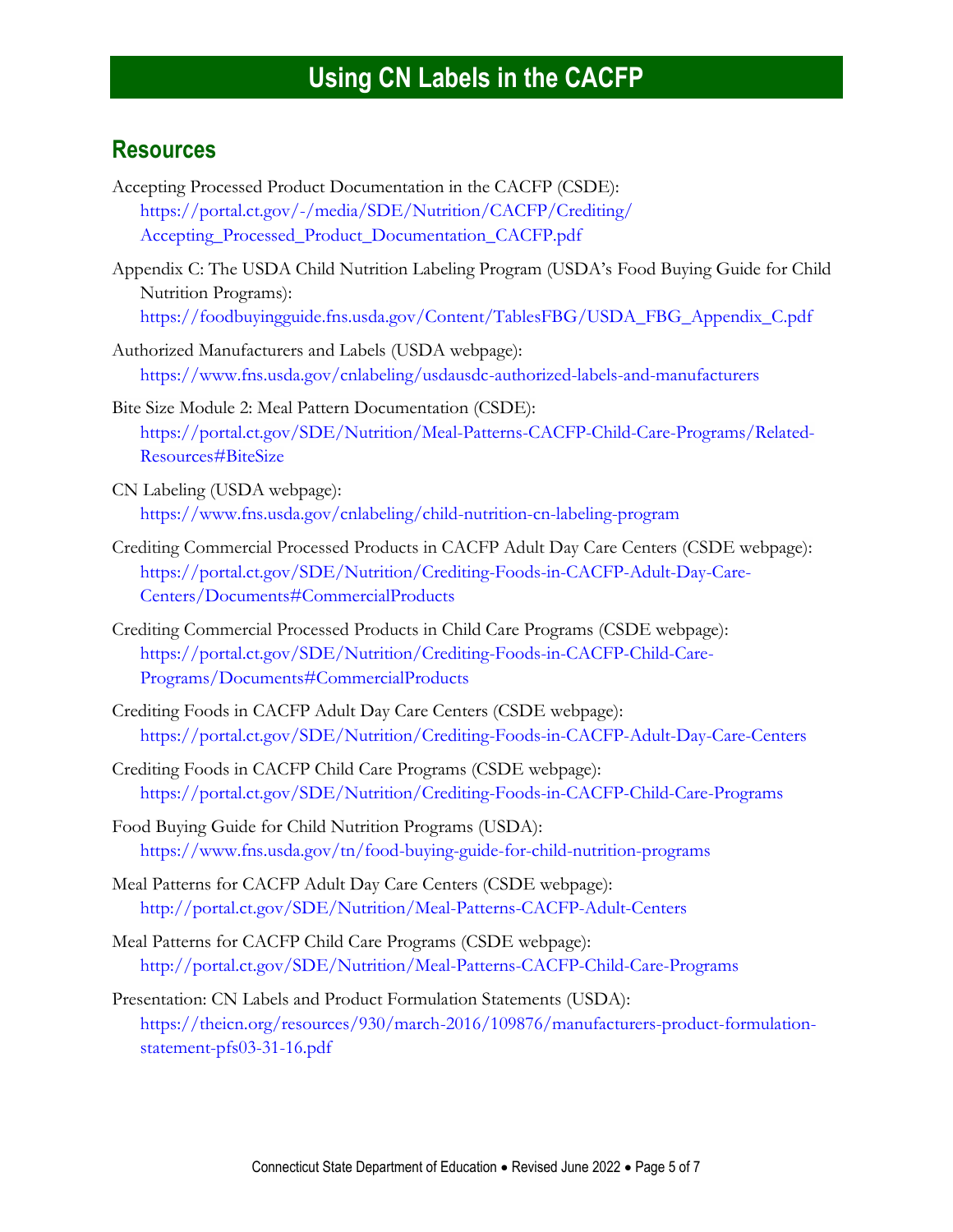# Using CN Labels in the CACFP

## Resources

Accepting Processed Product Documentation in the CACFP (CSDE):
https://portal.ct.gov/-/media/SDE/Nutrition/CACFP/Crediting/Accepting_Processed_Product_Documentation_CACFP.pdf

Appendix C: The USDA Child Nutrition Labeling Program (USDA's Food Buying Guide for Child Nutrition Programs):
https://foodbuyingguide.fns.usda.gov/Content/TablesFBG/USDA_FBG_Appendix_C.pdf

Authorized Manufacturers and Labels (USDA webpage):
https://www.fns.usda.gov/cnlabeling/usdausdc-authorized-labels-and-manufacturers

Bite Size Module 2: Meal Pattern Documentation (CSDE):
https://portal.ct.gov/SDE/Nutrition/Meal-Patterns-CACFP-Child-Care-Programs/Related-Resources#BiteSize

CN Labeling (USDA webpage):
https://www.fns.usda.gov/cnlabeling/child-nutrition-cn-labeling-program

Crediting Commercial Processed Products in CACFP Adult Day Care Centers (CSDE webpage):
https://portal.ct.gov/SDE/Nutrition/Crediting-Foods-in-CACFP-Adult-Day-Care-Centers/Documents#CommercialProducts

Crediting Commercial Processed Products in Child Care Programs (CSDE webpage):
https://portal.ct.gov/SDE/Nutrition/Crediting-Foods-in-CACFP-Child-Care-Programs/Documents#CommercialProducts

Crediting Foods in CACFP Adult Day Care Centers (CSDE webpage):
https://portal.ct.gov/SDE/Nutrition/Crediting-Foods-in-CACFP-Adult-Day-Care-Centers

Crediting Foods in CACFP Child Care Programs (CSDE webpage):
https://portal.ct.gov/SDE/Nutrition/Crediting-Foods-in-CACFP-Child-Care-Programs

Food Buying Guide for Child Nutrition Programs (USDA):
https://www.fns.usda.gov/tn/food-buying-guide-for-child-nutrition-programs

Meal Patterns for CACFP Adult Day Care Centers (CSDE webpage):
http://portal.ct.gov/SDE/Nutrition/Meal-Patterns-CACFP-Adult-Centers

Meal Patterns for CACFP Child Care Programs (CSDE webpage):
http://portal.ct.gov/SDE/Nutrition/Meal-Patterns-CACFP-Child-Care-Programs

Presentation: CN Labels and Product Formulation Statements (USDA):
https://theicn.org/resources/930/march-2016/109876/manufacturers-product-formulation-statement-pfs03-31-16.pdf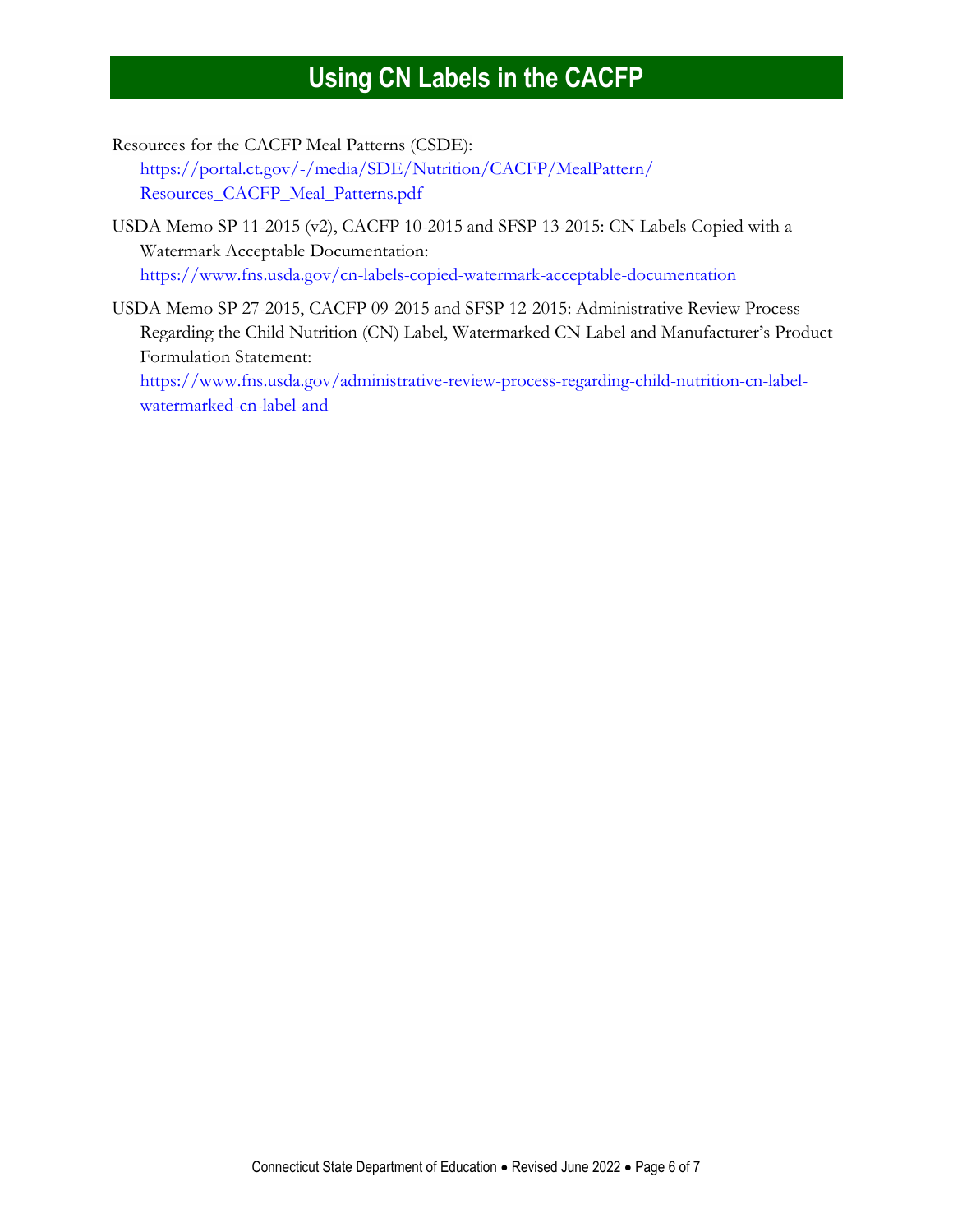Resources for the CACFP Meal Patterns (CSDE):
https://portal.ct.gov/-/media/SDE/Nutrition/CACFP/MealPattern/Resources_CACFP_Meal_Patterns.pdf

USDA Memo SP 11-2015 (v2), CACFP 10-2015 and SFSP 13-2015: CN Labels Copied with a Watermark Acceptable Documentation:
https://www.fns.usda.gov/cn-labels-copied-watermark-acceptable-documentation

USDA Memo SP 27-2015, CACFP 09-2015 and SFSP 12-2015: Administrative Review Process Regarding the Child Nutrition (CN) Label, Watermarked CN Label and Manufacturer's Product Formulation Statement:
https://www.fns.usda.gov/administrative-review-process-regarding-child-nutrition-cn-label-watermarked-cn-label-and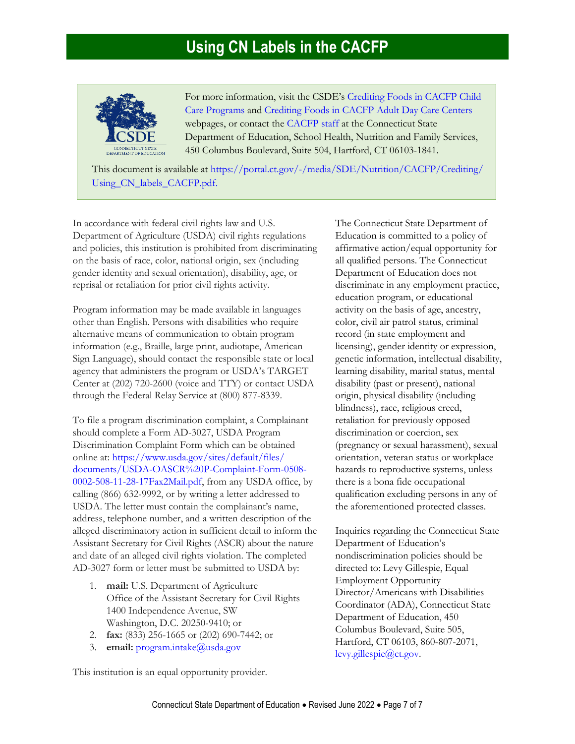# Using CN Labels in the CACFP

For more information, visit the CSDE's Crediting Foods in CACFP Child Care Programs and Crediting Foods in CACFP Adult Day Care Centers webpages, or contact the CACFP staff at the Connecticut State Department of Education, School Health, Nutrition and Family Services, 450 Columbus Boulevard, Suite 504, Hartford, CT 06103-1841.

This document is available at https://portal.ct.gov/-/media/SDE/Nutrition/CACFP/Crediting/Using_CN_labels_CACFP.pdf.

In accordance with federal civil rights law and U.S. Department of Agriculture (USDA) civil rights regulations and policies, this institution is prohibited from discriminating on the basis of race, color, national origin, sex (including gender identity and sexual orientation), disability, age, or reprisal or retaliation for prior civil rights activity.

Program information may be made available in languages other than English. Persons with disabilities who require alternative means of communication to obtain program information (e.g., Braille, large print, audiotape, American Sign Language), should contact the responsible state or local agency that administers the program or USDA's TARGET Center at (202) 720-2600 (voice and TTY) or contact USDA through the Federal Relay Service at (800) 877-8339.

To file a program discrimination complaint, a Complainant should complete a Form AD-3027, USDA Program Discrimination Complaint Form which can be obtained online at: https://www.usda.gov/sites/default/files/documents/USDA-OASCR%20P-Complaint-Form-0508-0002-508-11-28-17Fax2Mail.pdf, from any USDA office, by calling (866) 632-9992, or by writing a letter addressed to USDA. The letter must contain the complainant's name, address, telephone number, and a written description of the alleged discriminatory action in sufficient detail to inform the Assistant Secretary for Civil Rights (ASCR) about the nature and date of an alleged civil rights violation. The completed AD-3027 form or letter must be submitted to USDA by:

1. **mail:** U.S. Department of Agriculture
   Office of the Assistant Secretary for Civil Rights
   1400 Independence Avenue, SW
   Washington, D.C. 20250-9410; or
2. **fax:** (833) 256-1665 or (202) 690-7442; or
3. **email:** program.intake@usda.gov

This institution is an equal opportunity provider.

The Connecticut State Department of Education is committed to a policy of affirmative action/equal opportunity for all qualified persons. The Connecticut Department of Education does not discriminate in any employment practice, education program, or educational activity on the basis of age, ancestry, color, civil air patrol status, criminal record (in state employment and licensing), gender identity or expression, genetic information, intellectual disability, learning disability, marital status, mental disability (past or present), national origin, physical disability (including blindness), race, religious creed, retaliation for previously opposed discrimination or coercion, sex (pregnancy or sexual harassment), sexual orientation, veteran status or workplace hazards to reproductive systems, unless there is a bona fide occupational qualification excluding persons in any of the aforementioned protected classes.

Inquiries regarding the Connecticut State Department of Education's nondiscrimination policies should be directed to: Levy Gillespie, Equal Employment Opportunity Director/Americans with Disabilities Coordinator (ADA), Connecticut State Department of Education, 450 Columbus Boulevard, Suite 505, Hartford, CT 06103, 860-807-2071, levy.gillespie@ct.gov.